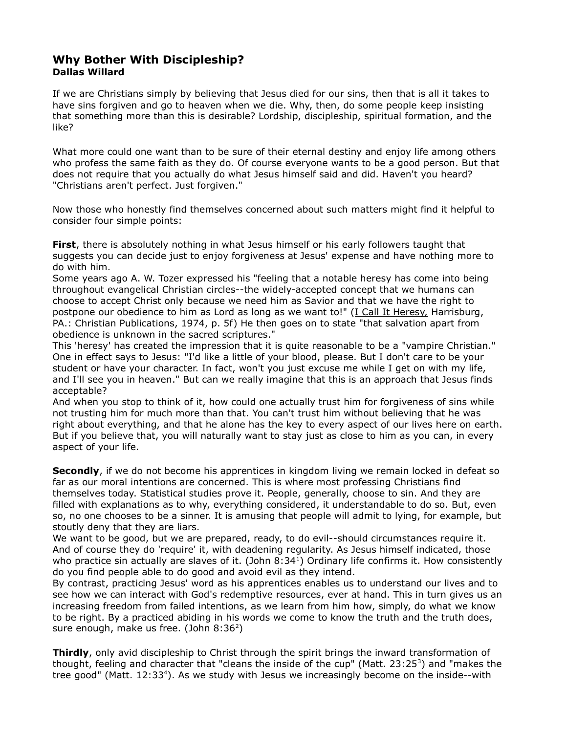# Why Bother With Discipleship?
**Dallas Willard**

If we are Christians simply by believing that Jesus died for our sins, then that is all it takes to have sins forgiven and go to heaven when we die. Why, then, do some people keep insisting that something more than this is desirable? Lordship, discipleship, spiritual formation, and the like?

What more could one want than to be sure of their eternal destiny and enjoy life among others who profess the same faith as they do. Of course everyone wants to be a good person. But that does not require that you actually do what Jesus himself said and did. Haven't you heard? "Christians aren't perfect. Just forgiven."

Now those who honestly find themselves concerned about such matters might find it helpful to consider four simple points:

**First**, there is absolutely nothing in what Jesus himself or his early followers taught that suggests you can decide just to enjoy forgiveness at Jesus' expense and have nothing more to do with him.

Some years ago A. W. Tozer expressed his "feeling that a notable heresy has come into being throughout evangelical Christian circles--the widely-accepted concept that we humans can choose to accept Christ only because we need him as Savior and that we have the right to postpone our obedience to him as Lord as long as we want to!" (I Call It Heresy, Harrisburg, PA.: Christian Publications, 1974, p. 5f) He then goes on to state "that salvation apart from obedience is unknown in the sacred scriptures."

This 'heresy' has created the impression that it is quite reasonable to be a "vampire Christian." One in effect says to Jesus: "I'd like a little of your blood, please. But I don't care to be your student or have your character. In fact, won't you just excuse me while I get on with my life, and I'll see you in heaven." But can we really imagine that this is an approach that Jesus finds acceptable?

And when you stop to think of it, how could one actually trust him for forgiveness of sins while not trusting him for much more than that. You can't trust him without believing that he was right about everything, and that he alone has the key to every aspect of our lives here on earth. But if you believe that, you will naturally want to stay just as close to him as you can, in every aspect of your life.

**Secondly**, if we do not become his apprentices in kingdom living we remain locked in defeat so far as our moral intentions are concerned. This is where most professing Christians find themselves today. Statistical studies prove it. People, generally, choose to sin. And they are filled with explanations as to why, everything considered, it understandable to do so. But, even so, no one chooses to be a sinner. It is amusing that people will admit to lying, for example, but stoutly deny that they are liars.

We want to be good, but we are prepared, ready, to do evil--should circumstances require it. And of course they do 'require' it, with deadening regularity. As Jesus himself indicated, those who practice sin actually are slaves of it. (John 8:34[1]) Ordinary life confirms it. How consistently do you find people able to do good and avoid evil as they intend.

By contrast, practicing Jesus' word as his apprentices enables us to understand our lives and to see how we can interact with God's redemptive resources, ever at hand. This in turn gives us an increasing freedom from failed intentions, as we learn from him how, simply, do what we know to be right. By a practiced abiding in his words we come to know the truth and the truth does, sure enough, make us free. (John 8:36[2])

**Thirdly**, only avid discipleship to Christ through the spirit brings the inward transformation of thought, feeling and character that "cleans the inside of the cup" (Matt. 23:25[3]) and "makes the tree good" (Matt. 12:33[4]). As we study with Jesus we increasingly become on the inside--with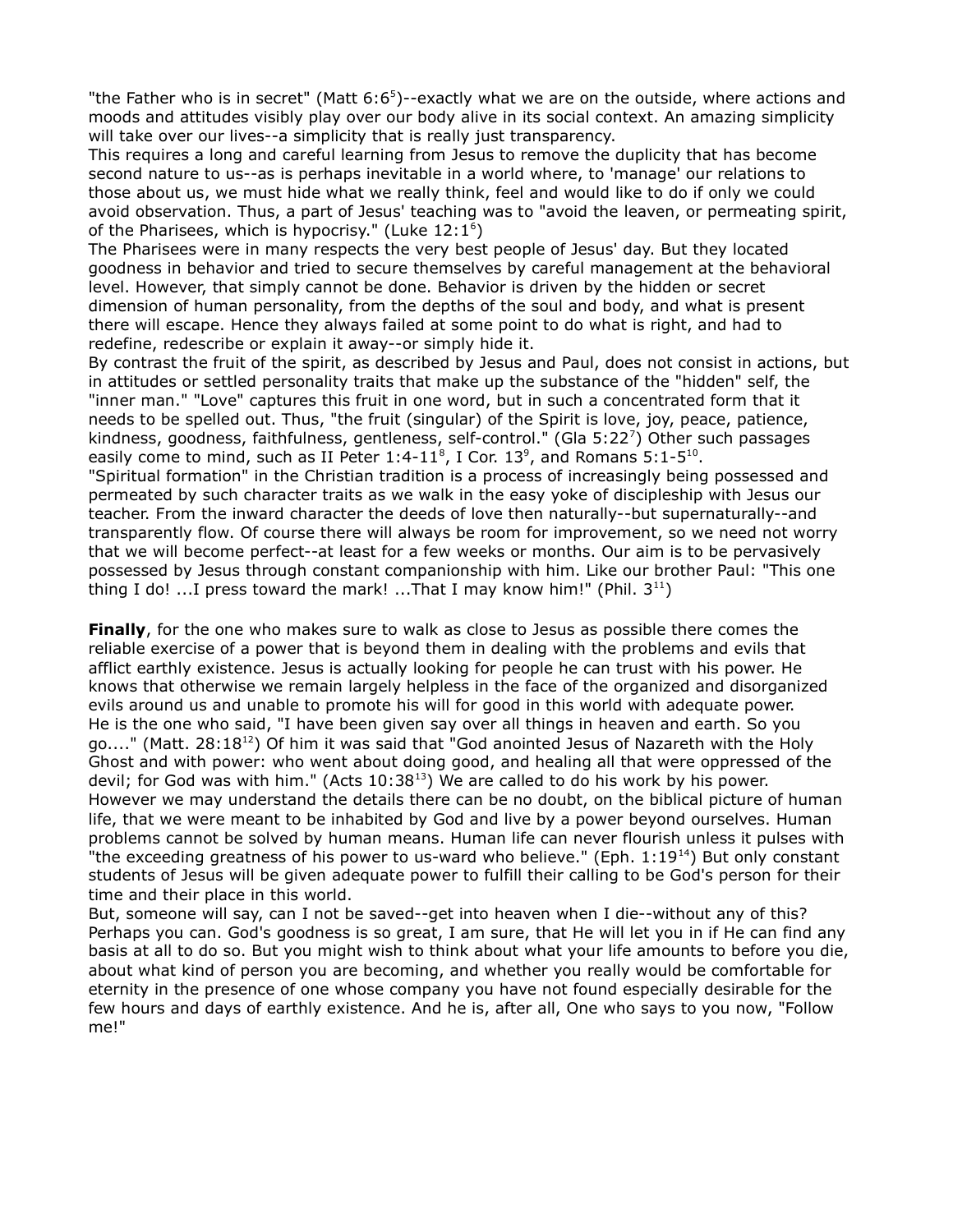"the Father who is in secret" (Matt 6:6[5])--exactly what we are on the outside, where actions and moods and attitudes visibly play over our body alive in its social context. An amazing simplicity will take over our lives--a simplicity that is really just transparency.

This requires a long and careful learning from Jesus to remove the duplicity that has become second nature to us--as is perhaps inevitable in a world where, to 'manage' our relations to those about us, we must hide what we really think, feel and would like to do if only we could avoid observation. Thus, a part of Jesus' teaching was to "avoid the leaven, or permeating spirit, of the Pharisees, which is hypocrisy." (Luke 12:1[6])

The Pharisees were in many respects the very best people of Jesus' day. But they located goodness in behavior and tried to secure themselves by careful management at the behavioral level. However, that simply cannot be done. Behavior is driven by the hidden or secret dimension of human personality, from the depths of the soul and body, and what is present there will escape. Hence they always failed at some point to do what is right, and had to redefine, redescribe or explain it away--or simply hide it.

By contrast the fruit of the spirit, as described by Jesus and Paul, does not consist in actions, but in attitudes or settled personality traits that make up the substance of the "hidden" self, the "inner man." "Love" captures this fruit in one word, but in such a concentrated form that it needs to be spelled out. Thus, "the fruit (singular) of the Spirit is love, joy, peace, patience, kindness, goodness, faithfulness, gentleness, self-control." (Gla 5:22[7]) Other such passages easily come to mind, such as II Peter 1:4-11[8], I Cor. 13[9], and Romans 5:1-5[10].

"Spiritual formation" in the Christian tradition is a process of increasingly being possessed and permeated by such character traits as we walk in the easy yoke of discipleship with Jesus our teacher. From the inward character the deeds of love then naturally--but supernaturally--and transparently flow. Of course there will always be room for improvement, so we need not worry that we will become perfect--at least for a few weeks or months. Our aim is to be pervasively possessed by Jesus through constant companionship with him. Like our brother Paul: "This one thing I do! ...I press toward the mark! ...That I may know him!" (Phil. 3[11])

**Finally**, for the one who makes sure to walk as close to Jesus as possible there comes the reliable exercise of a power that is beyond them in dealing with the problems and evils that afflict earthly existence. Jesus is actually looking for people he can trust with his power. He knows that otherwise we remain largely helpless in the face of the organized and disorganized evils around us and unable to promote his will for good in this world with adequate power.

He is the one who said, "I have been given say over all things in heaven and earth. So you go...." (Matt. 28:18[12]) Of him it was said that "God anointed Jesus of Nazareth with the Holy Ghost and with power: who went about doing good, and healing all that were oppressed of the devil; for God was with him." (Acts 10:38[13]) We are called to do his work by his power. However we may understand the details there can be no doubt, on the biblical picture of human life, that we were meant to be inhabited by God and live by a power beyond ourselves. Human problems cannot be solved by human means. Human life can never flourish unless it pulses with "the exceeding greatness of his power to us-ward who believe." (Eph. 1:19[14]) But only constant students of Jesus will be given adequate power to fulfill their calling to be God's person for their time and their place in this world.

But, someone will say, can I not be saved--get into heaven when I die--without any of this? Perhaps you can. God's goodness is so great, I am sure, that He will let you in if He can find any basis at all to do so. But you might wish to think about what your life amounts to before you die, about what kind of person you are becoming, and whether you really would be comfortable for eternity in the presence of one whose company you have not found especially desirable for the few hours and days of earthly existence. And he is, after all, One who says to you now, "Follow me!"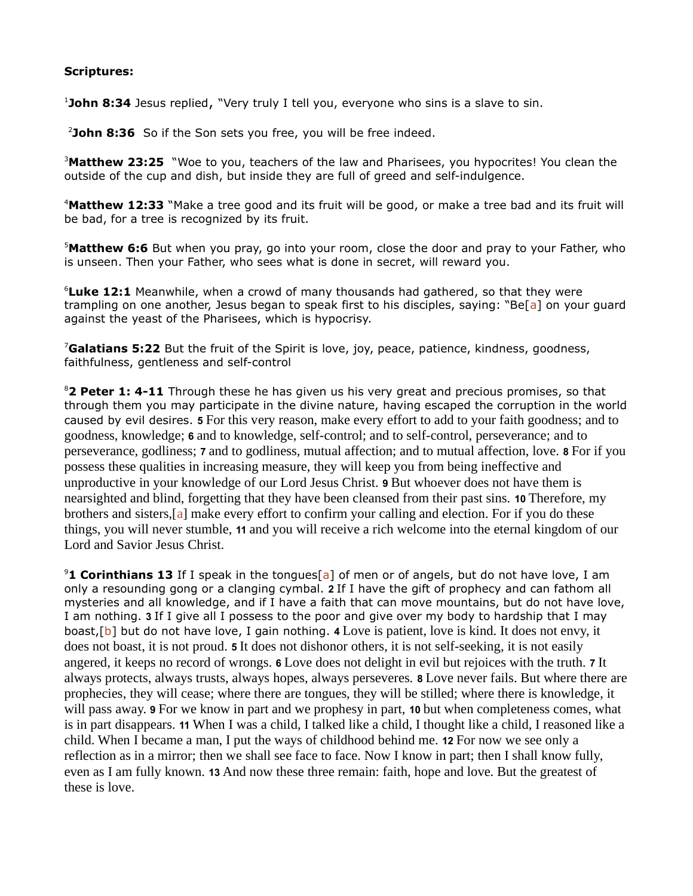**Scriptures:**

[1]**John 8:34** Jesus replied, "Very truly I tell you, everyone who sins is a slave to sin.

[2]**John 8:36** So if the Son sets you free, you will be free indeed.

[3]**Matthew 23:25** "Woe to you, teachers of the law and Pharisees, you hypocrites! You clean the outside of the cup and dish, but inside they are full of greed and self-indulgence.

[4]**Matthew 12:33** "Make a tree good and its fruit will be good, or make a tree bad and its fruit will be bad, for a tree is recognized by its fruit.

[5]**Matthew 6:6** But when you pray, go into your room, close the door and pray to your Father, who is unseen. Then your Father, who sees what is done in secret, will reward you.

[6]**Luke 12:1** Meanwhile, when a crowd of many thousands had gathered, so that they were trampling on one another, Jesus began to speak first to his disciples, saying: "Be[a] on your guard against the yeast of the Pharisees, which is hypocrisy.

[7]**Galatians 5:22** But the fruit of the Spirit is love, joy, peace, patience, kindness, goodness, faithfulness, gentleness and self-control

[8]**2 Peter 1: 4-11** Through these he has given us his very great and precious promises, so that through them you may participate in the divine nature, having escaped the corruption in the world caused by evil desires. **5** For this very reason, make every effort to add to your faith goodness; and to goodness, knowledge; **6** and to knowledge, self-control; and to self-control, perseverance; and to perseverance, godliness; **7** and to godliness, mutual affection; and to mutual affection, love. **8** For if you possess these qualities in increasing measure, they will keep you from being ineffective and unproductive in your knowledge of our Lord Jesus Christ. **9** But whoever does not have them is nearsighted and blind, forgetting that they have been cleansed from their past sins. **10** Therefore, my brothers and sisters,[a] make every effort to confirm your calling and election. For if you do these things, you will never stumble, **11** and you will receive a rich welcome into the eternal kingdom of our Lord and Savior Jesus Christ.

[9]**1 Corinthians 13** If I speak in the tongues[a] of men or of angels, but do not have love, I am only a resounding gong or a clanging cymbal. **2** If I have the gift of prophecy and can fathom all mysteries and all knowledge, and if I have a faith that can move mountains, but do not have love, I am nothing. **3** If I give all I possess to the poor and give over my body to hardship that I may boast,[b] but do not have love, I gain nothing. **4** Love is patient, love is kind. It does not envy, it does not boast, it is not proud. **5** It does not dishonor others, it is not self-seeking, it is not easily angered, it keeps no record of wrongs. **6** Love does not delight in evil but rejoices with the truth. **7** It always protects, always trusts, always hopes, always perseveres. **8** Love never fails. But where there are prophecies, they will cease; where there are tongues, they will be stilled; where there is knowledge, it will pass away. **9** For we know in part and we prophesy in part, **10** but when completeness comes, what is in part disappears. **11** When I was a child, I talked like a child, I thought like a child, I reasoned like a child. When I became a man, I put the ways of childhood behind me. **12** For now we see only a reflection as in a mirror; then we shall see face to face. Now I know in part; then I shall know fully, even as I am fully known. **13** And now these three remain: faith, hope and love. But the greatest of these is love.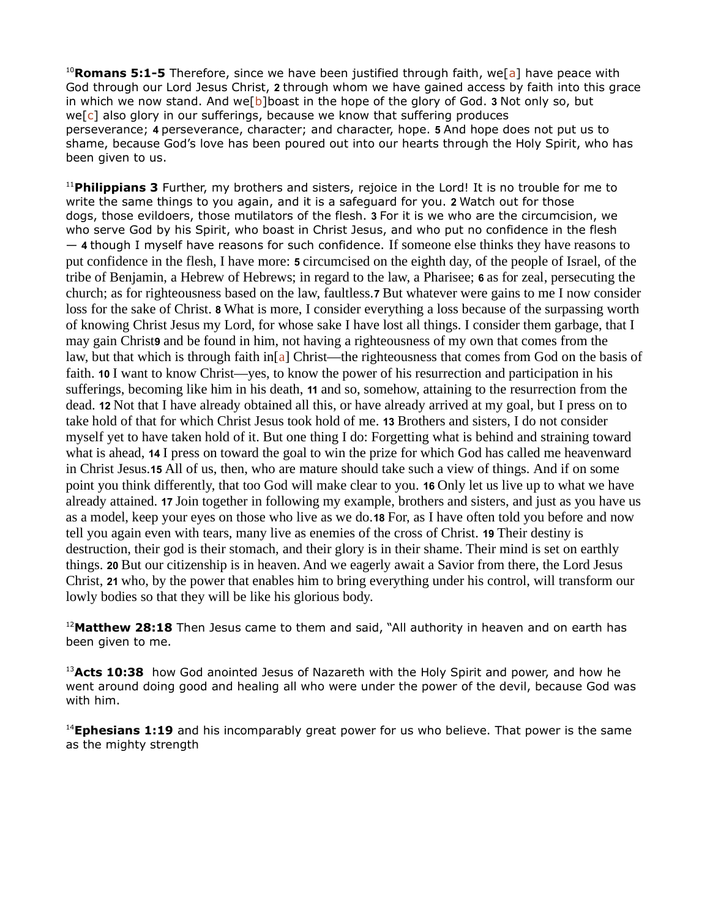[10]**Romans 5:1-5** Therefore, since we have been justified through faith, we[a] have peace with God through our Lord Jesus Christ, **2** through whom we have gained access by faith into this grace in which we now stand. And we[b]boast in the hope of the glory of God. **3** Not only so, but we[c] also glory in our sufferings, because we know that suffering produces perseverance; **4** perseverance, character; and character, hope. **5** And hope does not put us to shame, because God's love has been poured out into our hearts through the Holy Spirit, who has been given to us.

[11]**Philippians 3** Further, my brothers and sisters, rejoice in the Lord! It is no trouble for me to write the same things to you again, and it is a safeguard for you. **2** Watch out for those dogs, those evildoers, those mutilators of the flesh. **3** For it is we who are the circumcision, we who serve God by his Spirit, who boast in Christ Jesus, and who put no confidence in the flesh — **4** though I myself have reasons for such confidence. If someone else thinks they have reasons to put confidence in the flesh, I have more: **5** circumcised on the eighth day, of the people of Israel, of the tribe of Benjamin, a Hebrew of Hebrews; in regard to the law, a Pharisee; **6** as for zeal, persecuting the church; as for righteousness based on the law, faultless.**7** But whatever were gains to me I now consider loss for the sake of Christ. **8** What is more, I consider everything a loss because of the surpassing worth of knowing Christ Jesus my Lord, for whose sake I have lost all things. I consider them garbage, that I may gain Christ**9** and be found in him, not having a righteousness of my own that comes from the law, but that which is through faith in[a] Christ—the righteousness that comes from God on the basis of faith. **10** I want to know Christ—yes, to know the power of his resurrection and participation in his sufferings, becoming like him in his death, **11** and so, somehow, attaining to the resurrection from the dead. **12** Not that I have already obtained all this, or have already arrived at my goal, but I press on to take hold of that for which Christ Jesus took hold of me. **13** Brothers and sisters, I do not consider myself yet to have taken hold of it. But one thing I do: Forgetting what is behind and straining toward what is ahead, **14** I press on toward the goal to win the prize for which God has called me heavenward in Christ Jesus.**15** All of us, then, who are mature should take such a view of things. And if on some point you think differently, that too God will make clear to you. **16** Only let us live up to what we have already attained. **17** Join together in following my example, brothers and sisters, and just as you have us as a model, keep your eyes on those who live as we do.**18** For, as I have often told you before and now tell you again even with tears, many live as enemies of the cross of Christ. **19** Their destiny is destruction, their god is their stomach, and their glory is in their shame. Their mind is set on earthly things. **20** But our citizenship is in heaven. And we eagerly await a Savior from there, the Lord Jesus Christ, **21** who, by the power that enables him to bring everything under his control, will transform our lowly bodies so that they will be like his glorious body.

[12]**Matthew 28:18** Then Jesus came to them and said, "All authority in heaven and on earth has been given to me.

[13]**Acts 10:38** how God anointed Jesus of Nazareth with the Holy Spirit and power, and how he went around doing good and healing all who were under the power of the devil, because God was with him.

[14]**Ephesians 1:19** and his incomparably great power for us who believe. That power is the same as the mighty strength